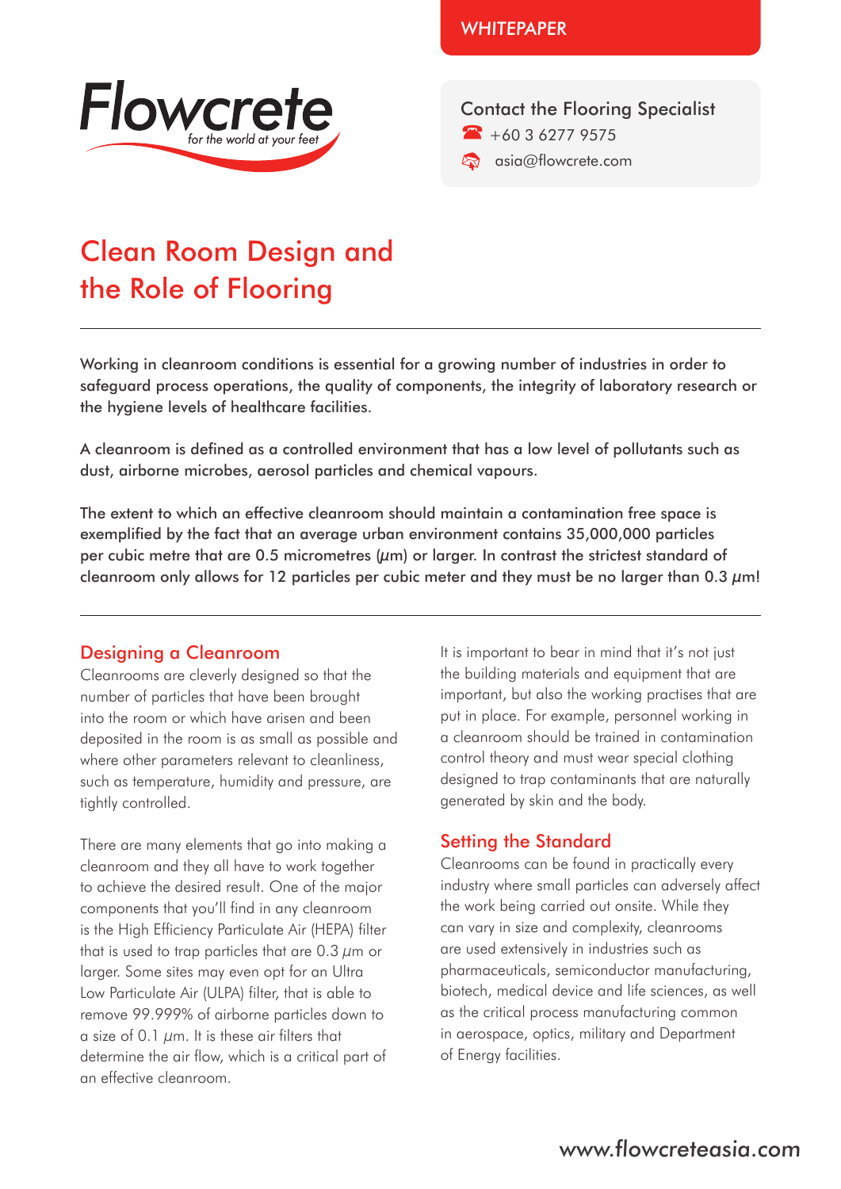WHITEPAPER

Flowcrete
*for the world at your feet*

Contact the Flooring Specialist
+60 3 6277 9575
asia@flowcrete.com

# Clean Room Design and the Role of Flooring

Working in cleanroom conditions is essential for a growing number of industries in order to safeguard process operations, the quality of components, the integrity of laboratory research or the hygiene levels of healthcare facilities.

A cleanroom is defined as a controlled environment that has a low level of pollutants such as dust, airborne microbes, aerosol particles and chemical vapours.

The extent to which an effective cleanroom should maintain a contamination free space is exemplified by the fact that an average urban environment contains 35,000,000 particles per cubic metre that are 0.5 micrometres (µm) or larger. In contrast the strictest standard of cleanroom only allows for 12 particles per cubic meter and they must be no larger than 0.3 µm!

## Designing a Cleanroom

Cleanrooms are cleverly designed so that the number of particles that have been brought into the room or which have arisen and been deposited in the room is as small as possible and where other parameters relevant to cleanliness, such as temperature, humidity and pressure, are tightly controlled.

There are many elements that go into making a cleanroom and they all have to work together to achieve the desired result. One of the major components that you'll find in any cleanroom is the High Efficiency Particulate Air (HEPA) filter that is used to trap particles that are 0.3 µm or larger. Some sites may even opt for an Ultra Low Particulate Air (ULPA) filter, that is able to remove 99.999% of airborne particles down to a size of 0.1 µm. It is these air filters that determine the air flow, which is a critical part of an effective cleanroom.

It is important to bear in mind that it's not just the building materials and equipment that are important, but also the working practises that are put in place. For example, personnel working in a cleanroom should be trained in contamination control theory and must wear special clothing designed to trap contaminants that are naturally generated by skin and the body.

## Setting the Standard

Cleanrooms can be found in practically every industry where small particles can adversely affect the work being carried out onsite. While they can vary in size and complexity, cleanrooms are used extensively in industries such as pharmaceuticals, semiconductor manufacturing, biotech, medical device and life sciences, as well as the critical process manufacturing common in aerospace, optics, military and Department of Energy facilities.

www.flowcreteasia.com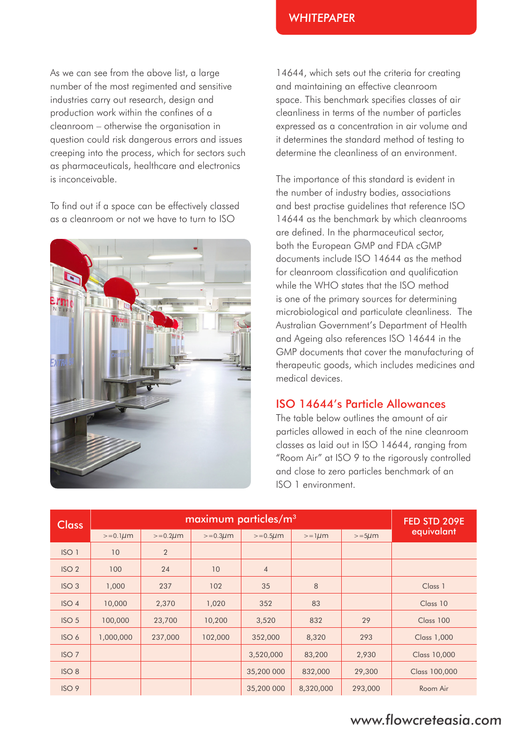As we can see from the above list, a large number of the most regimented and sensitive industries carry out research, design and production work within the confines of a cleanroom – otherwise the organisation in question could risk dangerous errors and issues creeping into the process, which for sectors such as pharmaceuticals, healthcare and electronics is inconceivable.

To find out if a space can be effectively classed as a cleanroom or not we have to turn to ISO 14644, which sets out the criteria for creating and maintaining an effective cleanroom space. This benchmark specifies classes of air cleanliness in terms of the number of particles expressed as a concentration in air volume and it determines the standard method of testing to determine the cleanliness of an environment.

The importance of this standard is evident in the number of industry bodies, associations and best practise guidelines that reference ISO 14644 as the benchmark by which cleanrooms are defined. In the pharmaceutical sector, both the European GMP and FDA cGMP documents include ISO 14644 as the method for cleanroom classification and qualification while the WHO states that the ISO method is one of the primary sources for determining microbiological and particulate cleanliness. The Australian Government's Department of Health and Ageing also references ISO 14644 in the GMP documents that cover the manufacturing of therapeutic goods, which includes medicines and medical devices.

## ISO 14644's Particle Allowances

The table below outlines the amount of air particles allowed in each of the nine cleanroom classes as laid out in ISO 14644, ranging from "Room Air" at ISO 9 to the rigorously controlled and close to zero particles benchmark of an ISO 1 environment.

| Class | maximum particles/m$^3$ | | | | | | FED STD 209E equivalant |
|---|---|---|---|---|---|---|---|
| | >=0.1$\mu$m | >=0.2$\mu$m | >=0.3$\mu$m | >=0.5$\mu$m | >=1$\mu$m | >=5$\mu$m | |
| ISO 1 | 10 | 2 | | | | | |
| ISO 2 | 100 | 24 | 10 | 4 | | | |
| ISO 3 | 1,000 | 237 | 102 | 35 | 8 | | Class 1 |
| ISO 4 | 10,000 | 2,370 | 1,020 | 352 | 83 | | Class 10 |
| ISO 5 | 100,000 | 23,700 | 10,200 | 3,520 | 832 | 29 | Class 100 |
| ISO 6 | 1,000,000 | 237,000 | 102,000 | 352,000 | 8,320 | 293 | Class 1,000 |
| ISO 7 | | | | 3,520,000 | 83,200 | 2,930 | Class 10,000 |
| ISO 8 | | | | 35,200 000 | 832,000 | 29,300 | Class 100,000 |
| ISO 9 | | | | 35,200 000 | 8,320,000 | 293,000 | Room Air |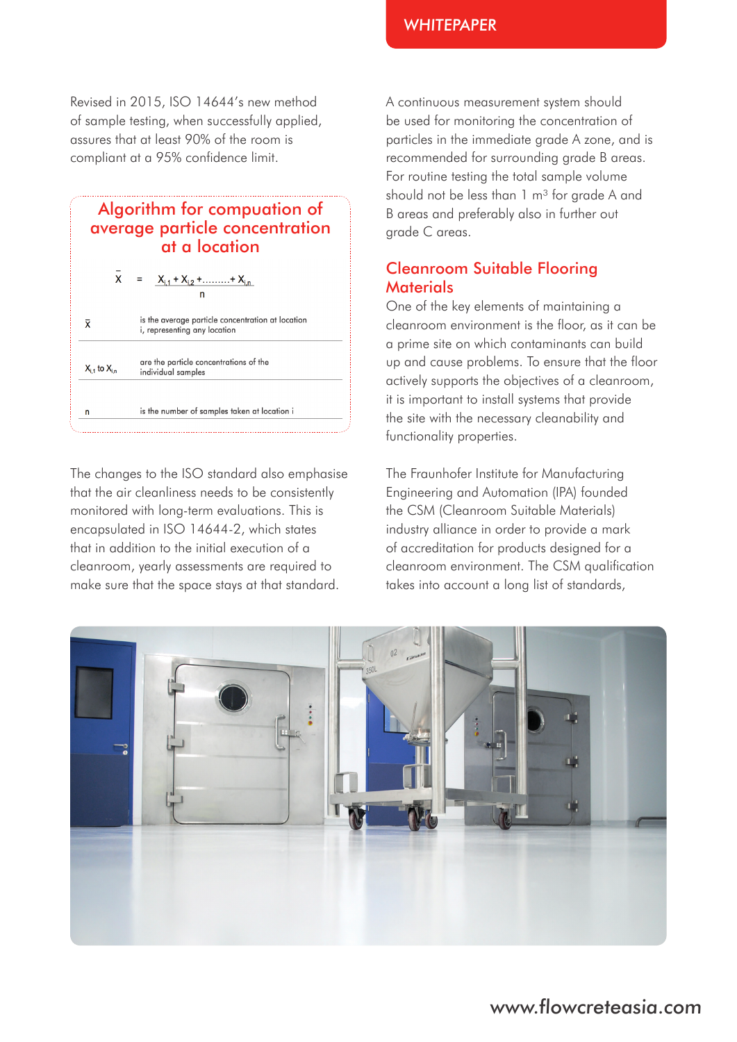Revised in 2015, ISO 14644's new method of sample testing, when successfully applied, assures that at least 90% of the room is compliant at a 95% confidence limit.

## Algorithm for compuation of average particle concentration at a location

$$\bar{x} = \frac{x_{i,1} + x_{i,2} + \dots\dots\dots + x_{i,n}}{n}$$

| | |
|---|---|
| $\bar{x}$ | is the average particle concentration at location i, representing any location |
| $x_{i,1}$ to $x_{i,n}$ | are the particle concentrations of the individual samples |
| n | is the number of samples taken at location i |

The changes to the ISO standard also emphasise that the air cleanliness needs to be consistently monitored with long-term evaluations. This is encapsulated in ISO 14644-2, which states that in addition to the initial execution of a cleanroom, yearly assessments are required to make sure that the space stays at that standard.

A continuous measurement system should be used for monitoring the concentration of particles in the immediate grade A zone, and is recommended for surrounding grade B areas. For routine testing the total sample volume should not be less than 1 $m^3$ for grade A and B areas and preferably also in further out grade C areas.

## Cleanroom Suitable Flooring Materials

One of the key elements of maintaining a cleanroom environment is the floor, as it can be a prime site on which contaminants can build up and cause problems. To ensure that the floor actively supports the objectives of a cleanroom, it is important to install systems that provide the site with the necessary cleanability and functionality properties.

The Fraunhofer Institute for Manufacturing Engineering and Automation (IPA) founded the CSM (Cleanroom Suitable Materials) industry alliance in order to provide a mark of accreditation for products designed for a cleanroom environment. The CSM qualification takes into account a long list of standards,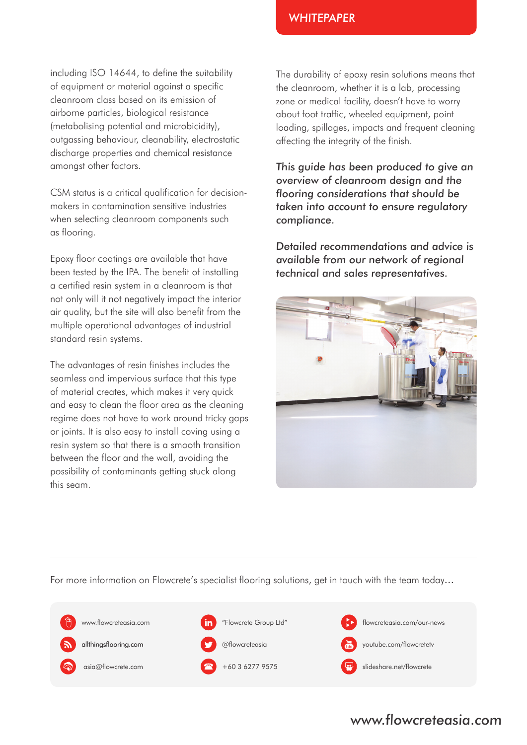including ISO 14644, to define the suitability of equipment or material against a specific cleanroom class based on its emission of airborne particles, biological resistance (metabolising potential and microbicidity), outgassing behaviour, cleanability, electrostatic discharge properties and chemical resistance amongst other factors.

CSM status is a critical qualification for decision-makers in contamination sensitive industries when selecting cleanroom components such as flooring.

Epoxy floor coatings are available that have been tested by the IPA. The benefit of installing a certified resin system in a cleanroom is that not only will it not negatively impact the interior air quality, but the site will also benefit from the multiple operational advantages of industrial standard resin systems.

The advantages of resin finishes includes the seamless and impervious surface that this type of material creates, which makes it very quick and easy to clean the floor area as the cleaning regime does not have to work around tricky gaps or joints. It is also easy to install coving using a resin system so that there is a smooth transition between the floor and the wall, avoiding the possibility of contaminants getting stuck along this seam.

The durability of epoxy resin solutions means that the cleanroom, whether it is a lab, processing zone or medical facility, doesn't have to worry about foot traffic, wheeled equipment, point loading, spillages, impacts and frequent cleaning affecting the integrity of the finish.

*This guide has been produced to give an overview of cleanroom design and the flooring considerations that should be taken into account to ensure regulatory compliance.*

*Detailed recommendations and advice is available from our network of regional technical and sales representatives.*

---

For more information on Flowcrete's specialist flooring solutions, get in touch with the team today…

www.flowcreteasia.com

allthingsflooring.com

asia@flowcrete.com

"Flowcrete Group Ltd"

@flowcreteasia

+60 3 6277 9575

flowcreteasia.com/our-news

youtube.com/flowcretetv

slideshare.net/flowcrete

www.flowcreteasia.com